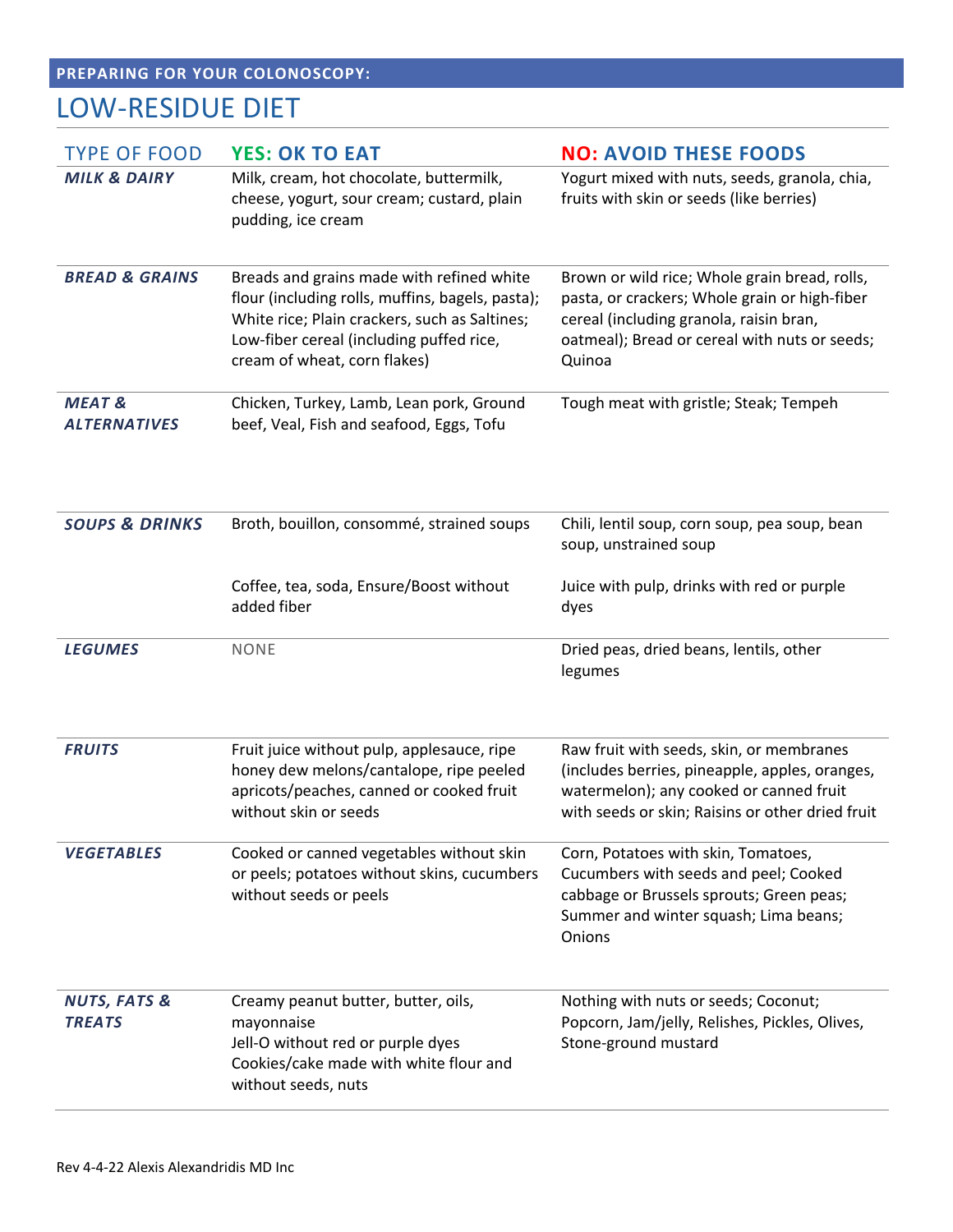**PREPARING FOR YOUR COLONOSCOPY:**

# LOW-RESIDUE DIET

| TYPE OF FOOD | YES: OK TO EAT | NO: AVOID THESE FOODS |
|---|---|---|
| ***MILK & DAIRY*** | Milk, cream, hot chocolate, buttermilk, cheese, yogurt, sour cream; custard, plain pudding, ice cream | Yogurt mixed with nuts, seeds, granola, chia, fruits with skin or seeds (like berries) |
| ***BREAD & GRAINS*** | Breads and grains made with refined white flour (including rolls, muffins, bagels, pasta); White rice; Plain crackers, such as Saltines; Low-fiber cereal (including puffed rice, cream of wheat, corn flakes) | Brown or wild rice; Whole grain bread, rolls, pasta, or crackers; Whole grain or high-fiber cereal (including granola, raisin bran, oatmeal); Bread or cereal with nuts or seeds; Quinoa |
| ***MEAT & ALTERNATIVES*** | Chicken, Turkey, Lamb, Lean pork, Ground beef, Veal, Fish and seafood, Eggs, Tofu | Tough meat with gristle; Steak; Tempeh |
| ***SOUPS & DRINKS*** | Broth, bouillon, consommé, strained soups<br><br>Coffee, tea, soda, Ensure/Boost without added fiber | Chili, lentil soup, corn soup, pea soup, bean soup, unstrained soup<br><br>Juice with pulp, drinks with red or purple dyes |
| ***LEGUMES*** | NONE | Dried peas, dried beans, lentils, other legumes |
| ***FRUITS*** | Fruit juice without pulp, applesauce, ripe honey dew melons/cantalope, ripe peeled apricots/peaches, canned or cooked fruit without skin or seeds | Raw fruit with seeds, skin, or membranes (includes berries, pineapple, apples, oranges, watermelon); any cooked or canned fruit with seeds or skin; Raisins or other dried fruit |
| ***VEGETABLES*** | Cooked or canned vegetables without skin or peels; potatoes without skins, cucumbers without seeds or peels | Corn, Potatoes with skin, Tomatoes, Cucumbers with seeds and peel; Cooked cabbage or Brussels sprouts; Green peas; Summer and winter squash; Lima beans; Onions |
| ***NUTS, FATS & TREATS*** | Creamy peanut butter, butter, oils, mayonnaise<br>Jell-O without red or purple dyes<br>Cookies/cake made with white flour and without seeds, nuts | Nothing with nuts or seeds; Coconut; Popcorn, Jam/jelly, Relishes, Pickles, Olives, Stone-ground mustard |

Rev 4-4-22 Alexis Alexandridis MD Inc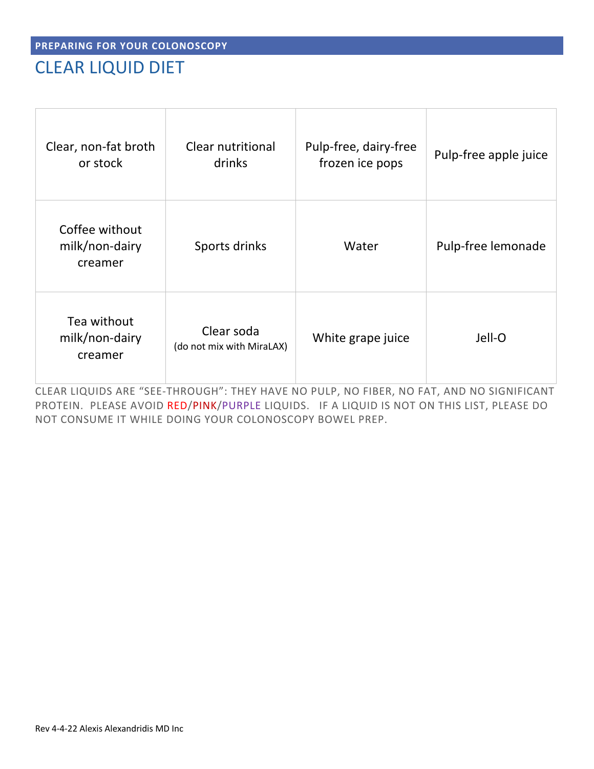**PREPARING FOR YOUR COLONOSCOPY**

# CLEAR LIQUID DIET

| | | | |
|---|---|---|---|
| Clear, non-fat broth or stock | Clear nutritional drinks | Pulp-free, dairy-free frozen ice pops | Pulp-free apple juice |
| Coffee without milk/non-dairy creamer | Sports drinks | Water | Pulp-free lemonade |
| Tea without milk/non-dairy creamer | Clear soda (do not mix with MiraLAX) | White grape juice | Jell-O |

CLEAR LIQUIDS ARE "SEE-THROUGH": THEY HAVE NO PULP, NO FIBER, NO FAT, AND NO SIGNIFICANT PROTEIN. PLEASE AVOID RED/PINK/PURPLE LIQUIDS. IF A LIQUID IS NOT ON THIS LIST, PLEASE DO NOT CONSUME IT WHILE DOING YOUR COLONOSCOPY BOWEL PREP.

Rev 4-4-22 Alexis Alexandridis MD Inc